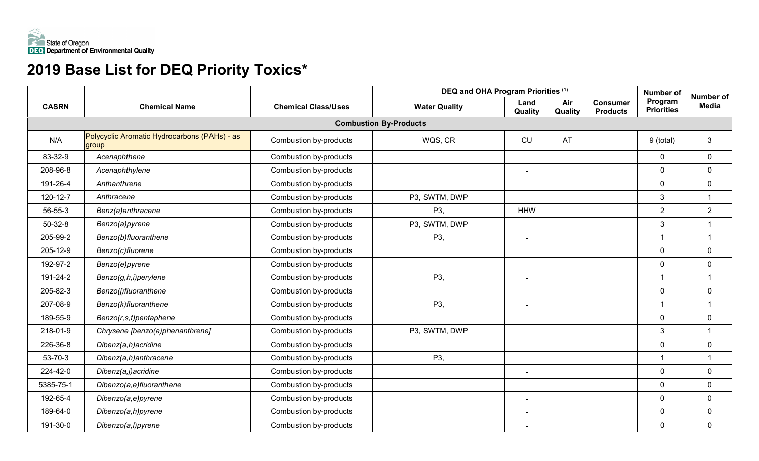State of Oregon
Department of Environmental Quality

# 2019 Base List for DEQ Priority Toxics*

| CASRN | Chemical Name | Chemical Class/Uses | DEQ and OHA Program Priorities (1) | | | | Number of Program Priorities | Number of Media |
|---|---|---|---|---|---|---|---|---|
| | | | Water Quality | Land Quality | Air Quality | Consumer Products | | |
| **Combustion By-Products** | | | | | | | | |
| N/A | Polycyclic Aromatic Hydrocarbons (PAHs) - as group | Combustion by-products | WQS, CR | CU | AT | | 9 (total) | 3 |
| 83-32-9 | *Acenaphthene* | Combustion by-products | | - | | | 0 | 0 |
| 208-96-8 | *Acenaphthylene* | Combustion by-products | | - | | | 0 | 0 |
| 191-26-4 | *Anthanthrene* | Combustion by-products | | | | | 0 | 0 |
| 120-12-7 | *Anthracene* | Combustion by-products | P3, SWTM, DWP | - | | | 3 | 1 |
| 56-55-3 | *Benz(a)anthracene* | Combustion by-products | P3, | HHW | | | 2 | 2 |
| 50-32-8 | *Benzo(a)pyrene* | Combustion by-products | P3, SWTM, DWP | - | | | 3 | 1 |
| 205-99-2 | *Benzo(b)fluoranthene* | Combustion by-products | P3, | - | | | 1 | 1 |
| 205-12-9 | *Benzo(c)fluorene* | Combustion by-products | | | | | 0 | 0 |
| 192-97-2 | *Benzo(e)pyrene* | Combustion by-products | | | | | 0 | 0 |
| 191-24-2 | *Benzo(g,h,i)perylene* | Combustion by-products | P3, | - | | | 1 | 1 |
| 205-82-3 | *Benzo(j)fluoranthene* | Combustion by-products | | - | | | 0 | 0 |
| 207-08-9 | *Benzo(k)fluoranthene* | Combustion by-products | P3, | - | | | 1 | 1 |
| 189-55-9 | *Benzo(r,s,t)pentaphene* | Combustion by-products | | - | | | 0 | 0 |
| 218-01-9 | *Chrysene [benzo(a)phenanthrene]* | Combustion by-products | P3, SWTM, DWP | - | | | 3 | 1 |
| 226-36-8 | *Dibenz(a,h)acridine* | Combustion by-products | | - | | | 0 | 0 |
| 53-70-3 | *Dibenz(a,h)anthracene* | Combustion by-products | P3, | - | | | 1 | 1 |
| 224-42-0 | *Dibenz(a,j)acridine* | Combustion by-products | | - | | | 0 | 0 |
| 5385-75-1 | *Dibenzo(a,e)fluoranthene* | Combustion by-products | | - | | | 0 | 0 |
| 192-65-4 | *Dibenzo(a,e)pyrene* | Combustion by-products | | - | | | 0 | 0 |
| 189-64-0 | *Dibenzo(a,h)pyrene* | Combustion by-products | | - | | | 0 | 0 |
| 191-30-0 | *Dibenzo(a,l)pyrene* | Combustion by-products | | - | | | 0 | 0 |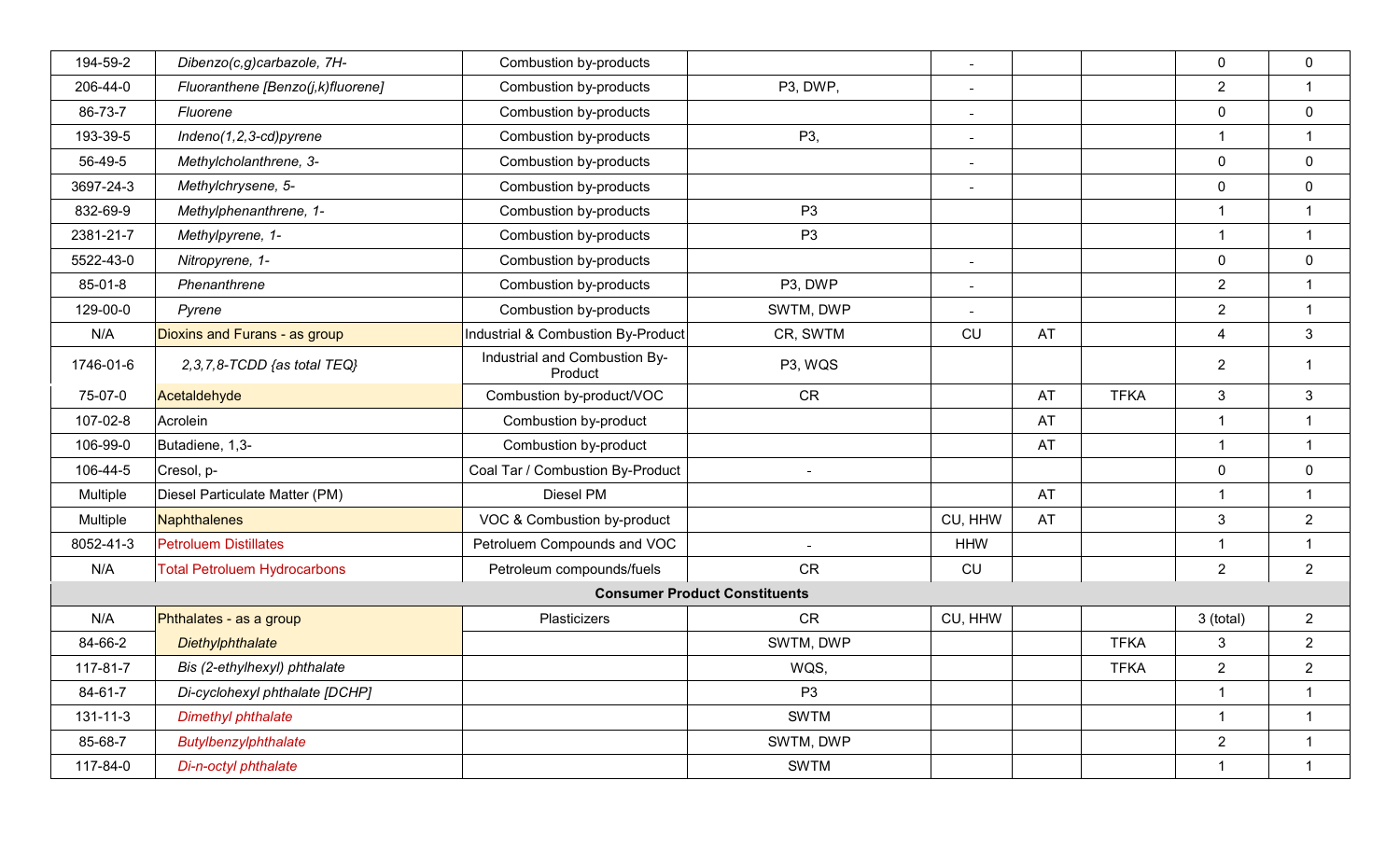| | | | | | | | | |
|---|---|---|---|---|---|---|---|---|
| 194-59-2 | *Dibenzo(c,g)carbazole, 7H-* | Combustion by-products | | - | | | 0 | 0 |
| 206-44-0 | *Fluoranthene [Benzo(j,k)fluorene]* | Combustion by-products | P3, DWP, | - | | | 2 | 1 |
| 86-73-7 | *Fluorene* | Combustion by-products | | - | | | 0 | 0 |
| 193-39-5 | *Indeno(1,2,3-cd)pyrene* | Combustion by-products | P3, | - | | | 1 | 1 |
| 56-49-5 | *Methylcholanthrene, 3-* | Combustion by-products | | - | | | 0 | 0 |
| 3697-24-3 | *Methylchrysene, 5-* | Combustion by-products | | - | | | 0 | 0 |
| 832-69-9 | *Methylphenanthrene, 1-* | Combustion by-products | P3 | | | | 1 | 1 |
| 2381-21-7 | *Methylpyrene, 1-* | Combustion by-products | P3 | | | | 1 | 1 |
| 5522-43-0 | *Nitropyrene, 1-* | Combustion by-products | | - | | | 0 | 0 |
| 85-01-8 | *Phenanthrene* | Combustion by-products | P3, DWP | - | | | 2 | 1 |
| 129-00-0 | *Pyrene* | Combustion by-products | SWTM, DWP | - | | | 2 | 1 |
| N/A | Dioxins and Furans - as group | Industrial & Combustion By-Product | CR, SWTM | CU | AT | | 4 | 3 |
| 1746-01-6 | *2,3,7,8-TCDD {as total TEQ}* | Industrial and Combustion By-Product | P3, WQS | | | | 2 | 1 |
| 75-07-0 | Acetaldehyde | Combustion by-product/VOC | CR | | AT | TFKA | 3 | 3 |
| 107-02-8 | Acrolein | Combustion by-product | | | AT | | 1 | 1 |
| 106-99-0 | Butadiene, 1,3- | Combustion by-product | | | AT | | 1 | 1 |
| 106-44-5 | Cresol, p- | Coal Tar / Combustion By-Product | - | | | | 0 | 0 |
| Multiple | Diesel Particulate Matter (PM) | Diesel PM | | | AT | | 1 | 1 |
| Multiple | Naphthalenes | VOC & Combustion by-product | | CU, HHW | AT | | 3 | 2 |
| 8052-41-3 | Petroluem Distillates | Petroluem Compounds and VOC | - | HHW | | | 1 | 1 |
| N/A | Total Petroluem Hydrocarbons | Petroleum compounds/fuels | CR | CU | | | 2 | 2 |
| **Consumer Product Constituents** | | | | | | | | |
| N/A | Phthalates - as a group | Plasticizers | CR | CU, HHW | | | 3 (total) | 2 |
| 84-66-2 | *Diethylphthalate* | | SWTM, DWP | | | TFKA | 3 | 2 |
| 117-81-7 | *Bis (2-ethylhexyl) phthalate* | | WQS, | | | TFKA | 2 | 2 |
| 84-61-7 | *Di-cyclohexyl phthalate [DCHP]* | | P3 | | | | 1 | 1 |
| 131-11-3 | *Dimethyl phthalate* | | SWTM | | | | 1 | 1 |
| 85-68-7 | *Butylbenzylphthalate* | | SWTM, DWP | | | | 2 | 1 |
| 117-84-0 | *Di-n-octyl phthalate* | | SWTM | | | | 1 | 1 |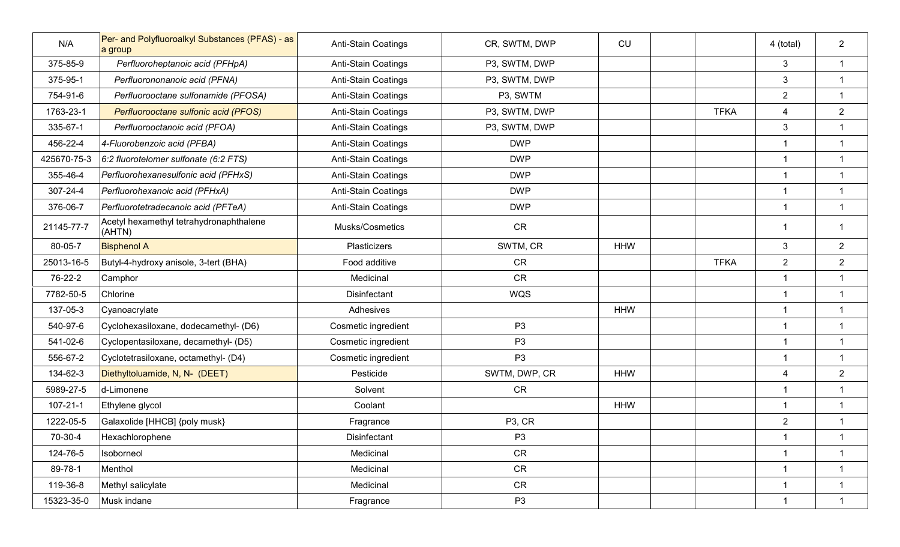| | | | | | | | | |
|---|---|---|---|---|---|---|---|---|
| N/A | Per- and Polyfluoroalkyl Substances (PFAS) - as a group | Anti-Stain Coatings | CR, SWTM, DWP | CU | | | 4 (total) | 2 |
| 375-85-9 | *Perfluoroheptanoic acid (PFHpA)* | Anti-Stain Coatings | P3, SWTM, DWP | | | | 3 | 1 |
| 375-95-1 | *Perfluorononanoic acid (PFNA)* | Anti-Stain Coatings | P3, SWTM, DWP | | | | 3 | 1 |
| 754-91-6 | *Perfluorooctane sulfonamide (PFOSA)* | Anti-Stain Coatings | P3, SWTM | | | | 2 | 1 |
| 1763-23-1 | *Perfluorooctane sulfonic acid (PFOS)* | Anti-Stain Coatings | P3, SWTM, DWP | | | TFKA | 4 | 2 |
| 335-67-1 | *Perfluorooctanoic acid (PFOA)* | Anti-Stain Coatings | P3, SWTM, DWP | | | | 3 | 1 |
| 456-22-4 | *4-Fluorobenzoic acid (PFBA)* | Anti-Stain Coatings | DWP | | | | 1 | 1 |
| 425670-75-3 | *6:2 fluorotelomer sulfonate (6:2 FTS)* | Anti-Stain Coatings | DWP | | | | 1 | 1 |
| 355-46-4 | *Perfluorohexanesulfonic acid (PFHxS)* | Anti-Stain Coatings | DWP | | | | 1 | 1 |
| 307-24-4 | *Perfluorohexanoic acid (PFHxA)* | Anti-Stain Coatings | DWP | | | | 1 | 1 |
| 376-06-7 | *Perfluorotetradecanoic acid (PFTeA)* | Anti-Stain Coatings | DWP | | | | 1 | 1 |
| 21145-77-7 | Acetyl hexamethyl tetrahydronaphthalene (AHTN) | Musks/Cosmetics | CR | | | | 1 | 1 |
| 80-05-7 | Bisphenol A | Plasticizers | SWTM, CR | HHW | | | 3 | 2 |
| 25013-16-5 | Butyl-4-hydroxy anisole, 3-tert (BHA) | Food additive | CR | | | TFKA | 2 | 2 |
| 76-22-2 | Camphor | Medicinal | CR | | | | 1 | 1 |
| 7782-50-5 | Chlorine | Disinfectant | WQS | | | | 1 | 1 |
| 137-05-3 | Cyanoacrylate | Adhesives | | HHW | | | 1 | 1 |
| 540-97-6 | Cyclohexasiloxane, dodecamethyl- (D6) | Cosmetic ingredient | P3 | | | | 1 | 1 |
| 541-02-6 | Cyclopentasiloxane, decamethyl- (D5) | Cosmetic ingredient | P3 | | | | 1 | 1 |
| 556-67-2 | Cyclotetrasiloxane, octamethyl- (D4) | Cosmetic ingredient | P3 | | | | 1 | 1 |
| 134-62-3 | Diethyltoluamide, N, N- (DEET) | Pesticide | SWTM, DWP, CR | HHW | | | 4 | 2 |
| 5989-27-5 | d-Limonene | Solvent | CR | | | | 1 | 1 |
| 107-21-1 | Ethylene glycol | Coolant | | HHW | | | 1 | 1 |
| 1222-05-5 | Galaxolide [HHCB] {poly musk} | Fragrance | P3, CR | | | | 2 | 1 |
| 70-30-4 | Hexachlorophene | Disinfectant | P3 | | | | 1 | 1 |
| 124-76-5 | Isoborneol | Medicinal | CR | | | | 1 | 1 |
| 89-78-1 | Menthol | Medicinal | CR | | | | 1 | 1 |
| 119-36-8 | Methyl salicylate | Medicinal | CR | | | | 1 | 1 |
| 15323-35-0 | Musk indane | Fragrance | P3 | | | | 1 | 1 |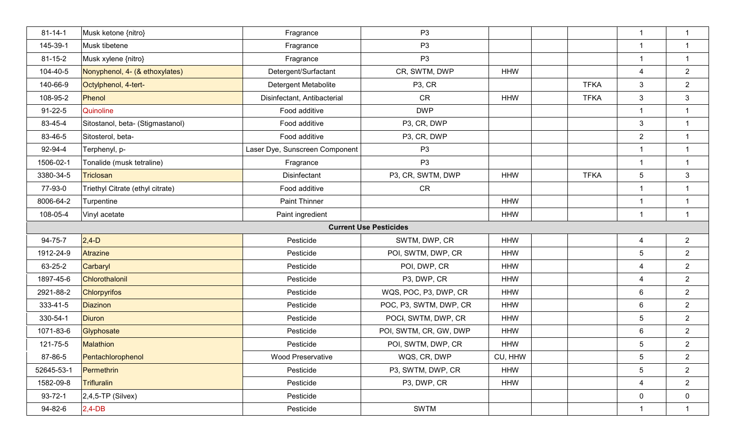| | | | | | | | | |
|---|---|---|---|---|---|---|---|---|
| 81-14-1 | Musk ketone {nitro} | Fragrance | P3 | | | | 1 | 1 |
| 145-39-1 | Musk tibetene | Fragrance | P3 | | | | 1 | 1 |
| 81-15-2 | Musk xylene {nitro} | Fragrance | P3 | | | | 1 | 1 |
| 104-40-5 | Nonyphenol, 4- (& ethoxylates) | Detergent/Surfactant | CR, SWTM, DWP | HHW | | | 4 | 2 |
| 140-66-9 | Octylphenol, 4-tert- | Detergent Metabolite | P3, CR | | | TFKA | 3 | 2 |
| 108-95-2 | Phenol | Disinfectant, Antibacterial | CR | HHW | | TFKA | 3 | 3 |
| 91-22-5 | Quinoline | Food additive | DWP | | | | 1 | 1 |
| 83-45-4 | Sitostanol, beta- (Stigmastanol) | Food additive | P3, CR, DWP | | | | 3 | 1 |
| 83-46-5 | Sitosterol, beta- | Food additive | P3, CR, DWP | | | | 2 | 1 |
| 92-94-4 | Terphenyl, p- | Laser Dye, Sunscreen Component | P3 | | | | 1 | 1 |
| 1506-02-1 | Tonalide (musk tetraline) | Fragrance | P3 | | | | 1 | 1 |
| 3380-34-5 | Triclosan | Disinfectant | P3, CR, SWTM, DWP | HHW | | TFKA | 5 | 3 |
| 77-93-0 | Triethyl Citrate (ethyl citrate) | Food additive | CR | | | | 1 | 1 |
| 8006-64-2 | Turpentine | Paint Thinner | | HHW | | | 1 | 1 |
| 108-05-4 | Vinyl acetate | Paint ingredient | | HHW | | | 1 | 1 |
| **Current Use Pesticides** | | | | | | | | |
| 94-75-7 | 2,4-D | Pesticide | SWTM, DWP, CR | HHW | | | 4 | 2 |
| 1912-24-9 | Atrazine | Pesticide | POI, SWTM, DWP, CR | HHW | | | 5 | 2 |
| 63-25-2 | Carbaryl | Pesticide | POI, DWP, CR | HHW | | | 4 | 2 |
| 1897-45-6 | Chlorothalonil | Pesticide | P3, DWP, CR | HHW | | | 4 | 2 |
| 2921-88-2 | Chlorpyrifos | Pesticide | WQS, POC, P3, DWP, CR | HHW | | | 6 | 2 |
| 333-41-5 | Diazinon | Pesticide | POC, P3, SWTM, DWP, CR | HHW | | | 6 | 2 |
| 330-54-1 | Diuron | Pesticide | POCI, SWTM, DWP, CR | HHW | | | 5 | 2 |
| 1071-83-6 | Glyphosate | Pesticide | POI, SWTM, CR, GW, DWP | HHW | | | 6 | 2 |
| 121-75-5 | Malathion | Pesticide | POI, SWTM, DWP, CR | HHW | | | 5 | 2 |
| 87-86-5 | Pentachlorophenol | Wood Preservative | WQS, CR, DWP | CU, HHW | | | 5 | 2 |
| 52645-53-1 | Permethrin | Pesticide | P3, SWTM, DWP, CR | HHW | | | 5 | 2 |
| 1582-09-8 | Trifluralin | Pesticide | P3, DWP, CR | HHW | | | 4 | 2 |
| 93-72-1 | 2,4,5-TP (Silvex) | Pesticide | | | | | 0 | 0 |
| 94-82-6 | 2,4-DB | Pesticide | SWTM | | | | 1 | 1 |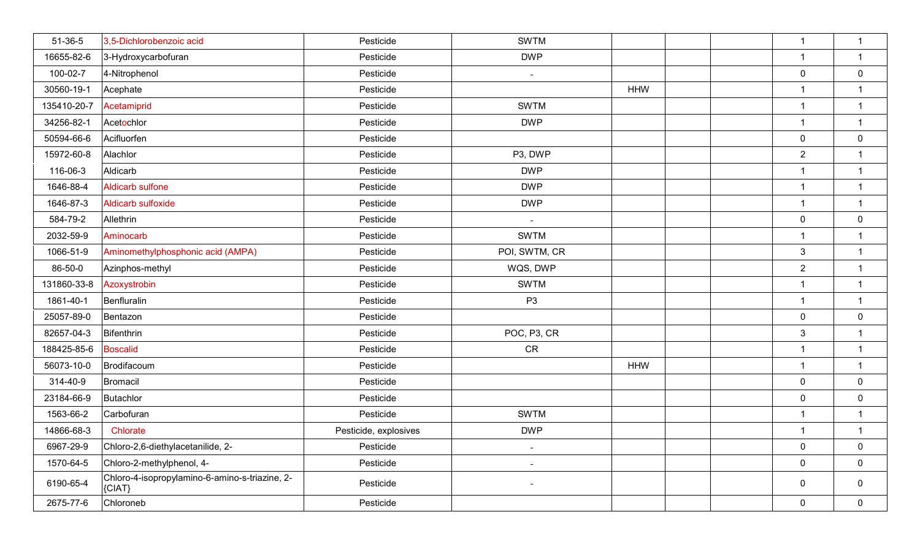| | | | | | | | | |
|---|---|---|---|---|---|---|---|---|
| 51-36-5 | 3,5-Dichlorobenzoic acid | Pesticide | SWTM | | | | 1 | 1 |
| 16655-82-6 | 3-Hydroxycarbofuran | Pesticide | DWP | | | | 1 | 1 |
| 100-02-7 | 4-Nitrophenol | Pesticide | - | | | | 0 | 0 |
| 30560-19-1 | Acephate | Pesticide | | HHW | | | 1 | 1 |
| 135410-20-7 | Acetamiprid | Pesticide | SWTM | | | | 1 | 1 |
| 34256-82-1 | Acetochlor | Pesticide | DWP | | | | 1 | 1 |
| 50594-66-6 | Acifluorfen | Pesticide | | | | | 0 | 0 |
| 15972-60-8 | Alachlor | Pesticide | P3, DWP | | | | 2 | 1 |
| 116-06-3 | Aldicarb | Pesticide | DWP | | | | 1 | 1 |
| 1646-88-4 | Aldicarb sulfone | Pesticide | DWP | | | | 1 | 1 |
| 1646-87-3 | Aldicarb sulfoxide | Pesticide | DWP | | | | 1 | 1 |
| 584-79-2 | Allethrin | Pesticide | - | | | | 0 | 0 |
| 2032-59-9 | Aminocarb | Pesticide | SWTM | | | | 1 | 1 |
| 1066-51-9 | Aminomethylphosphonic acid (AMPA) | Pesticide | POI, SWTM, CR | | | | 3 | 1 |
| 86-50-0 | Azinphos-methyl | Pesticide | WQS, DWP | | | | 2 | 1 |
| 131860-33-8 | Azoxystrobin | Pesticide | SWTM | | | | 1 | 1 |
| 1861-40-1 | Benfluralin | Pesticide | P3 | | | | 1 | 1 |
| 25057-89-0 | Bentazon | Pesticide | | | | | 0 | 0 |
| 82657-04-3 | Bifenthrin | Pesticide | POC, P3, CR | | | | 3 | 1 |
| 188425-85-6 | Boscalid | Pesticide | CR | | | | 1 | 1 |
| 56073-10-0 | Brodifacoum | Pesticide | | HHW | | | 1 | 1 |
| 314-40-9 | Bromacil | Pesticide | | | | | 0 | 0 |
| 23184-66-9 | Butachlor | Pesticide | | | | | 0 | 0 |
| 1563-66-2 | Carbofuran | Pesticide | SWTM | | | | 1 | 1 |
| 14866-68-3 | Chlorate | Pesticide, explosives | DWP | | | | 1 | 1 |
| 6967-29-9 | Chloro-2,6-diethylacetanilide, 2- | Pesticide | - | | | | 0 | 0 |
| 1570-64-5 | Chloro-2-methylphenol, 4- | Pesticide | - | | | | 0 | 0 |
| 6190-65-4 | Chloro-4-isopropylamino-6-amino-s-triazine, 2- {CIAT} | Pesticide | - | | | | 0 | 0 |
| 2675-77-6 | Chloroneb | Pesticide | | | | | 0 | 0 |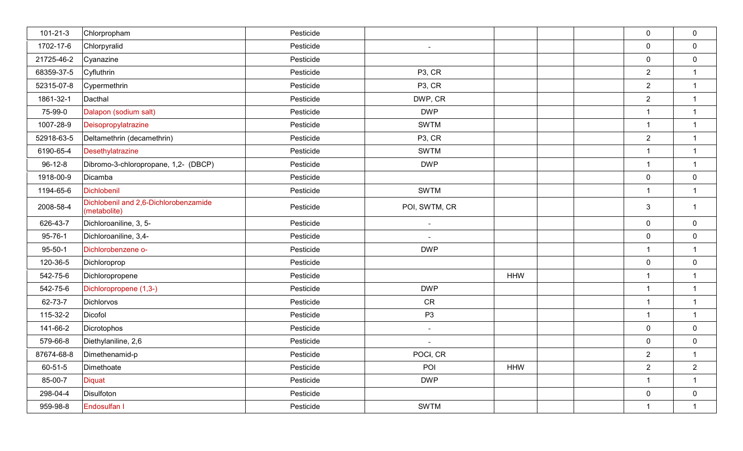| | | | | | | | | |
|---|---|---|---|---|---|---|---|---|
| 101-21-3 | Chlorpropham | Pesticide | | | | | 0 | 0 |
| 1702-17-6 | Chlorpyralid | Pesticide | - | | | | 0 | 0 |
| 21725-46-2 | Cyanazine | Pesticide | | | | | 0 | 0 |
| 68359-37-5 | Cyfluthrin | Pesticide | P3, CR | | | | 2 | 1 |
| 52315-07-8 | Cypermethrin | Pesticide | P3, CR | | | | 2 | 1 |
| 1861-32-1 | Dacthal | Pesticide | DWP, CR | | | | 2 | 1 |
| 75-99-0 | Dalapon (sodium salt) | Pesticide | DWP | | | | 1 | 1 |
| 1007-28-9 | Deisopropylatrazine | Pesticide | SWTM | | | | 1 | 1 |
| 52918-63-5 | Deltamethrin (decamethrin) | Pesticide | P3, CR | | | | 2 | 1 |
| 6190-65-4 | Desethylatrazine | Pesticide | SWTM | | | | 1 | 1 |
| 96-12-8 | Dibromo-3-chloropropane, 1,2- (DBCP) | Pesticide | DWP | | | | 1 | 1 |
| 1918-00-9 | Dicamba | Pesticide | | | | | 0 | 0 |
| 1194-65-6 | Dichlobenil | Pesticide | SWTM | | | | 1 | 1 |
| 2008-58-4 | Dichlobenil and 2,6-Dichlorobenzamide (metabolite) | Pesticide | POI, SWTM, CR | | | | 3 | 1 |
| 626-43-7 | Dichloroaniline, 3, 5- | Pesticide | - | | | | 0 | 0 |
| 95-76-1 | Dichloroaniline, 3,4- | Pesticide | - | | | | 0 | 0 |
| 95-50-1 | Dichlorobenzene o- | Pesticide | DWP | | | | 1 | 1 |
| 120-36-5 | Dichloroprop | Pesticide | | | | | 0 | 0 |
| 542-75-6 | Dichloropropene | Pesticide | | HHW | | | 1 | 1 |
| 542-75-6 | Dichloropropene (1,3-) | Pesticide | DWP | | | | 1 | 1 |
| 62-73-7 | Dichlorvos | Pesticide | CR | | | | 1 | 1 |
| 115-32-2 | Dicofol | Pesticide | P3 | | | | 1 | 1 |
| 141-66-2 | Dicrotophos | Pesticide | - | | | | 0 | 0 |
| 579-66-8 | Diethylaniline, 2,6 | Pesticide | - | | | | 0 | 0 |
| 87674-68-8 | Dimethenamid-p | Pesticide | POCI, CR | | | | 2 | 1 |
| 60-51-5 | Dimethoate | Pesticide | POI | HHW | | | 2 | 2 |
| 85-00-7 | Diquat | Pesticide | DWP | | | | 1 | 1 |
| 298-04-4 | Disulfoton | Pesticide | | | | | 0 | 0 |
| 959-98-8 | Endosulfan I | Pesticide | SWTM | | | | 1 | 1 |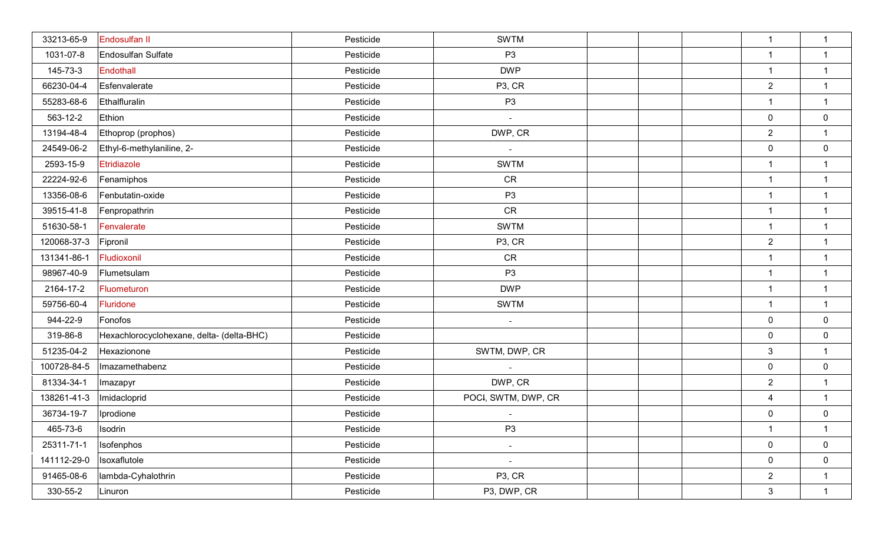| | | | | | | | | |
|---|---|---|---|---|---|---|---|---|
| 33213-65-9 | Endosulfan II | Pesticide | SWTM | | | | 1 | 1 |
| 1031-07-8 | Endosulfan Sulfate | Pesticide | P3 | | | | 1 | 1 |
| 145-73-3 | Endothall | Pesticide | DWP | | | | 1 | 1 |
| 66230-04-4 | Esfenvalerate | Pesticide | P3, CR | | | | 2 | 1 |
| 55283-68-6 | Ethalfluralin | Pesticide | P3 | | | | 1 | 1 |
| 563-12-2 | Ethion | Pesticide | - | | | | 0 | 0 |
| 13194-48-4 | Ethoprop (prophos) | Pesticide | DWP, CR | | | | 2 | 1 |
| 24549-06-2 | Ethyl-6-methylaniline, 2- | Pesticide | - | | | | 0 | 0 |
| 2593-15-9 | Etridiazole | Pesticide | SWTM | | | | 1 | 1 |
| 22224-92-6 | Fenamiphos | Pesticide | CR | | | | 1 | 1 |
| 13356-08-6 | Fenbutatin-oxide | Pesticide | P3 | | | | 1 | 1 |
| 39515-41-8 | Fenpropathrin | Pesticide | CR | | | | 1 | 1 |
| 51630-58-1 | Fenvalerate | Pesticide | SWTM | | | | 1 | 1 |
| 120068-37-3 | Fipronil | Pesticide | P3, CR | | | | 2 | 1 |
| 131341-86-1 | Fludioxonil | Pesticide | CR | | | | 1 | 1 |
| 98967-40-9 | Flumetsulam | Pesticide | P3 | | | | 1 | 1 |
| 2164-17-2 | Fluometuron | Pesticide | DWP | | | | 1 | 1 |
| 59756-60-4 | Fluridone | Pesticide | SWTM | | | | 1 | 1 |
| 944-22-9 | Fonofos | Pesticide | - | | | | 0 | 0 |
| 319-86-8 | Hexachlorocyclohexane, delta- (delta-BHC) | Pesticide | | | | | 0 | 0 |
| 51235-04-2 | Hexazionone | Pesticide | SWTM, DWP, CR | | | | 3 | 1 |
| 100728-84-5 | Imazamethabenz | Pesticide | - | | | | 0 | 0 |
| 81334-34-1 | Imazapyr | Pesticide | DWP, CR | | | | 2 | 1 |
| 138261-41-3 | Imidacloprid | Pesticide | POCł, SWTM, DWP, CR | | | | 4 | 1 |
| 36734-19-7 | Iprodione | Pesticide | - | | | | 0 | 0 |
| 465-73-6 | Isodrin | Pesticide | P3 | | | | 1 | 1 |
| 25311-71-1 | Isofenphos | Pesticide | - | | | | 0 | 0 |
| 141112-29-0 | Isoxaflutole | Pesticide | - | | | | 0 | 0 |
| 91465-08-6 | lambda-Cyhalothrin | Pesticide | P3, CR | | | | 2 | 1 |
| 330-55-2 | Linuron | Pesticide | P3, DWP, CR | | | | 3 | 1 |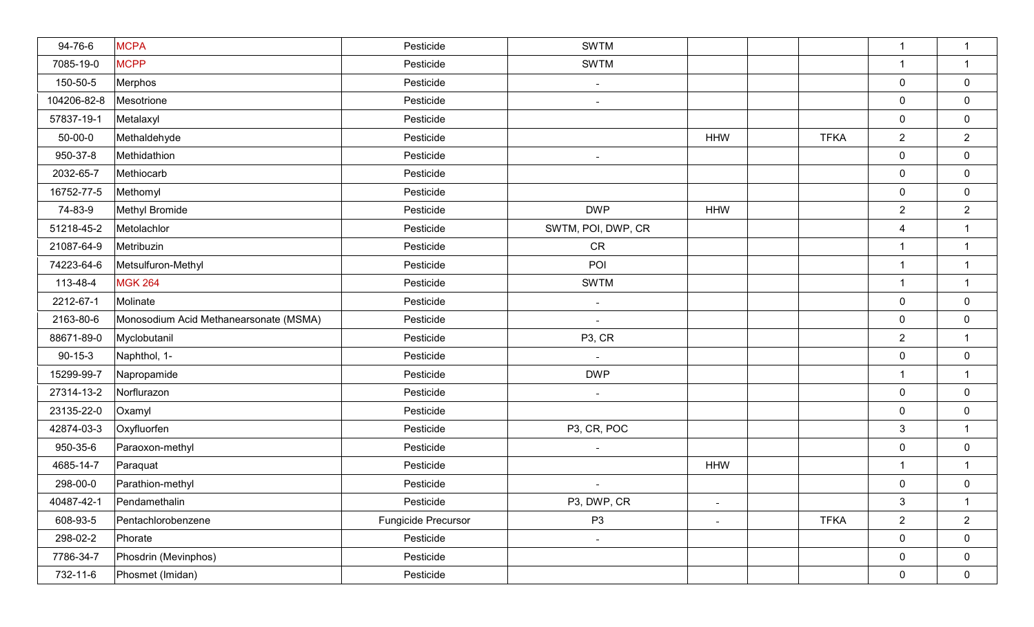| | | | | | | | | |
|---|---|---|---|---|---|---|---|---|
| 94-76-6 | MCPA | Pesticide | SWTM | | | | 1 | 1 |
| 7085-19-0 | MCPP | Pesticide | SWTM | | | | 1 | 1 |
| 150-50-5 | Merphos | Pesticide | - | | | | 0 | 0 |
| 104206-82-8 | Mesotrione | Pesticide | - | | | | 0 | 0 |
| 57837-19-1 | Metalaxyl | Pesticide | | | | | 0 | 0 |
| 50-00-0 | Methaldehyde | Pesticide | | HHW | | TFKA | 2 | 2 |
| 950-37-8 | Methidathion | Pesticide | - | | | | 0 | 0 |
| 2032-65-7 | Methiocarb | Pesticide | | | | | 0 | 0 |
| 16752-77-5 | Methomyl | Pesticide | | | | | 0 | 0 |
| 74-83-9 | Methyl Bromide | Pesticide | DWP | HHW | | | 2 | 2 |
| 51218-45-2 | Metolachlor | Pesticide | SWTM, POI, DWP, CR | | | | 4 | 1 |
| 21087-64-9 | Metribuzin | Pesticide | CR | | | | 1 | 1 |
| 74223-64-6 | Metsulfuron-Methyl | Pesticide | POI | | | | 1 | 1 |
| 113-48-4 | MGK 264 | Pesticide | SWTM | | | | 1 | 1 |
| 2212-67-1 | Molinate | Pesticide | - | | | | 0 | 0 |
| 2163-80-6 | Monosodium Acid Methanearsonate (MSMA) | Pesticide | - | | | | 0 | 0 |
| 88671-89-0 | Myclobutanil | Pesticide | P3, CR | | | | 2 | 1 |
| 90-15-3 | Naphthol, 1- | Pesticide | - | | | | 0 | 0 |
| 15299-99-7 | Napropamide | Pesticide | DWP | | | | 1 | 1 |
| 27314-13-2 | Norflurazon | Pesticide | - | | | | 0 | 0 |
| 23135-22-0 | Oxamyl | Pesticide | | | | | 0 | 0 |
| 42874-03-3 | Oxyfluorfen | Pesticide | P3, CR, POC | | | | 3 | 1 |
| 950-35-6 | Paraoxon-methyl | Pesticide | - | | | | 0 | 0 |
| 4685-14-7 | Paraquat | Pesticide | | HHW | | | 1 | 1 |
| 298-00-0 | Parathion-methyl | Pesticide | - | | | | 0 | 0 |
| 40487-42-1 | Pendamethalin | Pesticide | P3, DWP, CR | - | | | 3 | 1 |
| 608-93-5 | Pentachlorobenzene | Fungicide Precursor | P3 | - | | TFKA | 2 | 2 |
| 298-02-2 | Phorate | Pesticide | - | | | | 0 | 0 |
| 7786-34-7 | Phosdrin (Mevinphos) | Pesticide | | | | | 0 | 0 |
| 732-11-6 | Phosmet (Imidan) | Pesticide | | | | | 0 | 0 |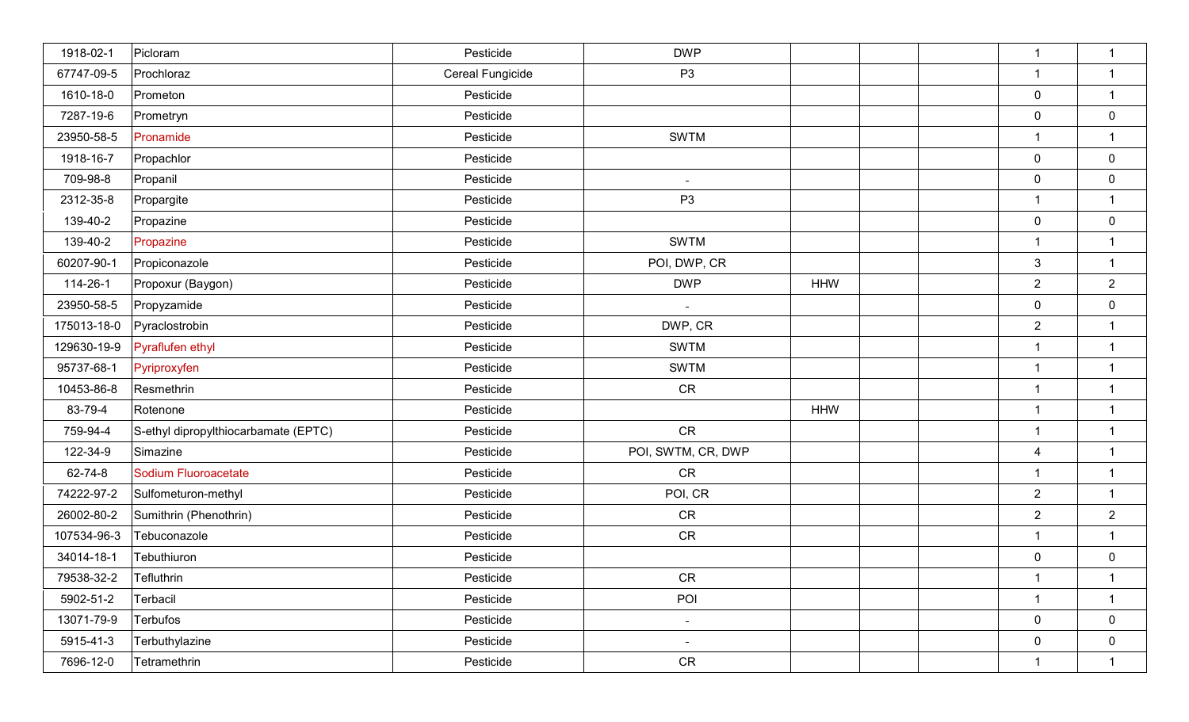| | | | | | | | | |
|---|---|---|---|---|---|---|---|---|
| 1918-02-1 | Picloram | Pesticide | DWP | | | | 1 | 1 |
| 67747-09-5 | Prochloraz | Cereal Fungicide | P3 | | | | 1 | 1 |
| 1610-18-0 | Prometon | Pesticide | | | | | 0 | 1 |
| 7287-19-6 | Prometryn | Pesticide | | | | | 0 | 0 |
| 23950-58-5 | Pronamide | Pesticide | SWTM | | | | 1 | 1 |
| 1918-16-7 | Propachlor | Pesticide | | | | | 0 | 0 |
| 709-98-8 | Propanil | Pesticide | - | | | | 0 | 0 |
| 2312-35-8 | Propargite | Pesticide | P3 | | | | 1 | 1 |
| 139-40-2 | Propazine | Pesticide | | | | | 0 | 0 |
| 139-40-2 | Propazine | Pesticide | SWTM | | | | 1 | 1 |
| 60207-90-1 | Propiconazole | Pesticide | POI, DWP, CR | | | | 3 | 1 |
| 114-26-1 | Propoxur (Baygon) | Pesticide | DWP | HHW | | | 2 | 2 |
| 23950-58-5 | Propyzamide | Pesticide | - | | | | 0 | 0 |
| 175013-18-0 | Pyraclostrobin | Pesticide | DWP, CR | | | | 2 | 1 |
| 129630-19-9 | Pyraflufen ethyl | Pesticide | SWTM | | | | 1 | 1 |
| 95737-68-1 | Pyriproxyfen | Pesticide | SWTM | | | | 1 | 1 |
| 10453-86-8 | Resmethrin | Pesticide | CR | | | | 1 | 1 |
| 83-79-4 | Rotenone | Pesticide | | HHW | | | 1 | 1 |
| 759-94-4 | S-ethyl dipropylthiocarbamate (EPTC) | Pesticide | CR | | | | 1 | 1 |
| 122-34-9 | Simazine | Pesticide | POI, SWTM, CR, DWP | | | | 4 | 1 |
| 62-74-8 | Sodium Fluoroacetate | Pesticide | CR | | | | 1 | 1 |
| 74222-97-2 | Sulfometuron-methyl | Pesticide | POI, CR | | | | 2 | 1 |
| 26002-80-2 | Sumithrin (Phenothrin) | Pesticide | CR | | | | 2 | 2 |
| 107534-96-3 | Tebuconazole | Pesticide | CR | | | | 1 | 1 |
| 34014-18-1 | Tebuthiuron | Pesticide | | | | | 0 | 0 |
| 79538-32-2 | Tefluthrin | Pesticide | CR | | | | 1 | 1 |
| 5902-51-2 | Terbacil | Pesticide | POI | | | | 1 | 1 |
| 13071-79-9 | Terbufos | Pesticide | - | | | | 0 | 0 |
| 5915-41-3 | Terbuthylazine | Pesticide | - | | | | 0 | 0 |
| 7696-12-0 | Tetramethrin | Pesticide | CR | | | | 1 | 1 |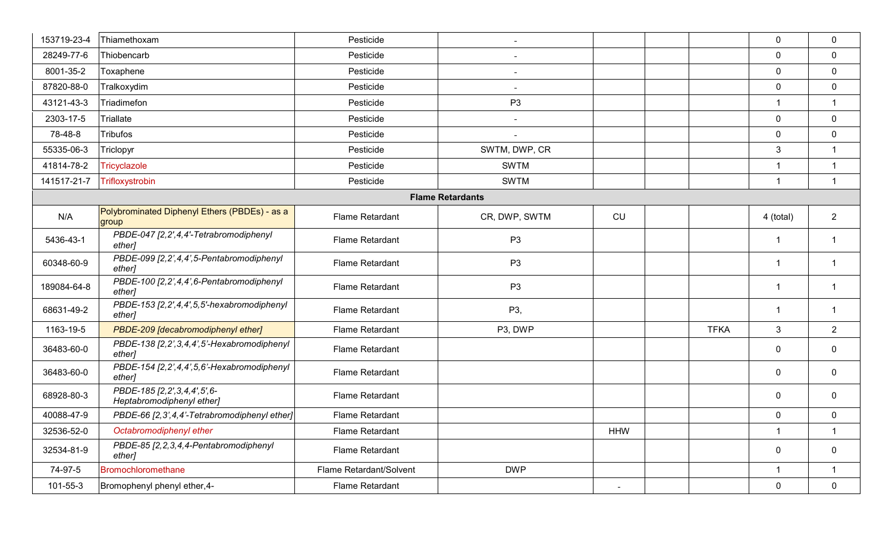| | | | | | | | | |
|---|---|---|---|---|---|---|---|---|
| 153719-23-4 | Thiamethoxam | Pesticide | - | | | | 0 | 0 |
| 28249-77-6 | Thiobencarb | Pesticide | - | | | | 0 | 0 |
| 8001-35-2 | Toxaphene | Pesticide | - | | | | 0 | 0 |
| 87820-88-0 | Tralkoxydim | Pesticide | - | | | | 0 | 0 |
| 43121-43-3 | Triadimefon | Pesticide | P3 | | | | 1 | 1 |
| 2303-17-5 | Triallate | Pesticide | - | | | | 0 | 0 |
| 78-48-8 | Tribufos | Pesticide | - | | | | 0 | 0 |
| 55335-06-3 | Triclopyr | Pesticide | SWTM, DWP, CR | | | | 3 | 1 |
| 41814-78-2 | Tricyclazole | Pesticide | SWTM | | | | 1 | 1 |
| 141517-21-7 | Trifloxystrobin | Pesticide | SWTM | | | | 1 | 1 |
| **Flame Retardants** | | | | | | | | |
| N/A | Polybrominated Diphenyl Ethers (PBDEs) - as a group | Flame Retardant | CR, DWP, SWTM | CU | | | 4 (total) | 2 |
| 5436-43-1 | *PBDE-047 [2,2',4,4'-Tetrabromodiphenyl ether]* | Flame Retardant | P3 | | | | 1 | 1 |
| 60348-60-9 | *PBDE-099 [2,2',4,4',5-Pentabromodiphenyl ether]* | Flame Retardant | P3 | | | | 1 | 1 |
| 189084-64-8 | *PBDE-100 [2,2',4,4',6-Pentabromodiphenyl ether]* | Flame Retardant | P3 | | | | 1 | 1 |
| 68631-49-2 | *PBDE-153 [2,2',4,4',5,5'-hexabromodiphenyl ether]* | Flame Retardant | P3, | | | | 1 | 1 |
| 1163-19-5 | *PBDE-209 [decabromodiphenyl ether]* | Flame Retardant | P3, DWP | | | TFKA | 3 | 2 |
| 36483-60-0 | *PBDE-138 [2,2',3,4,4',5'-Hexabromodiphenyl ether]* | Flame Retardant | | | | | 0 | 0 |
| 36483-60-0 | *PBDE-154 [2,2',4,4',5,6'-Hexabromodiphenyl ether]* | Flame Retardant | | | | | 0 | 0 |
| 68928-80-3 | *PBDE-185 [2,2',3,4,4',5',6-Heptabromodiphenyl ether]* | Flame Retardant | | | | | 0 | 0 |
| 40088-47-9 | *PBDE-66 [2,3',4,4'-Tetrabromodiphenyl ether]* | Flame Retardant | | | | | 0 | 0 |
| 32536-52-0 | *Octabromodiphenyl ether* | Flame Retardant | | HHW | | | 1 | 1 |
| 32534-81-9 | *PBDE-85 [2,2,3,4,4-Pentabromodiphenyl ether]* | Flame Retardant | | | | | 0 | 0 |
| 74-97-5 | Bromochloromethane | Flame Retardant/Solvent | DWP | | | | 1 | 1 |
| 101-55-3 | Bromophenyl phenyl ether,4- | Flame Retardant | | - | | | 0 | 0 |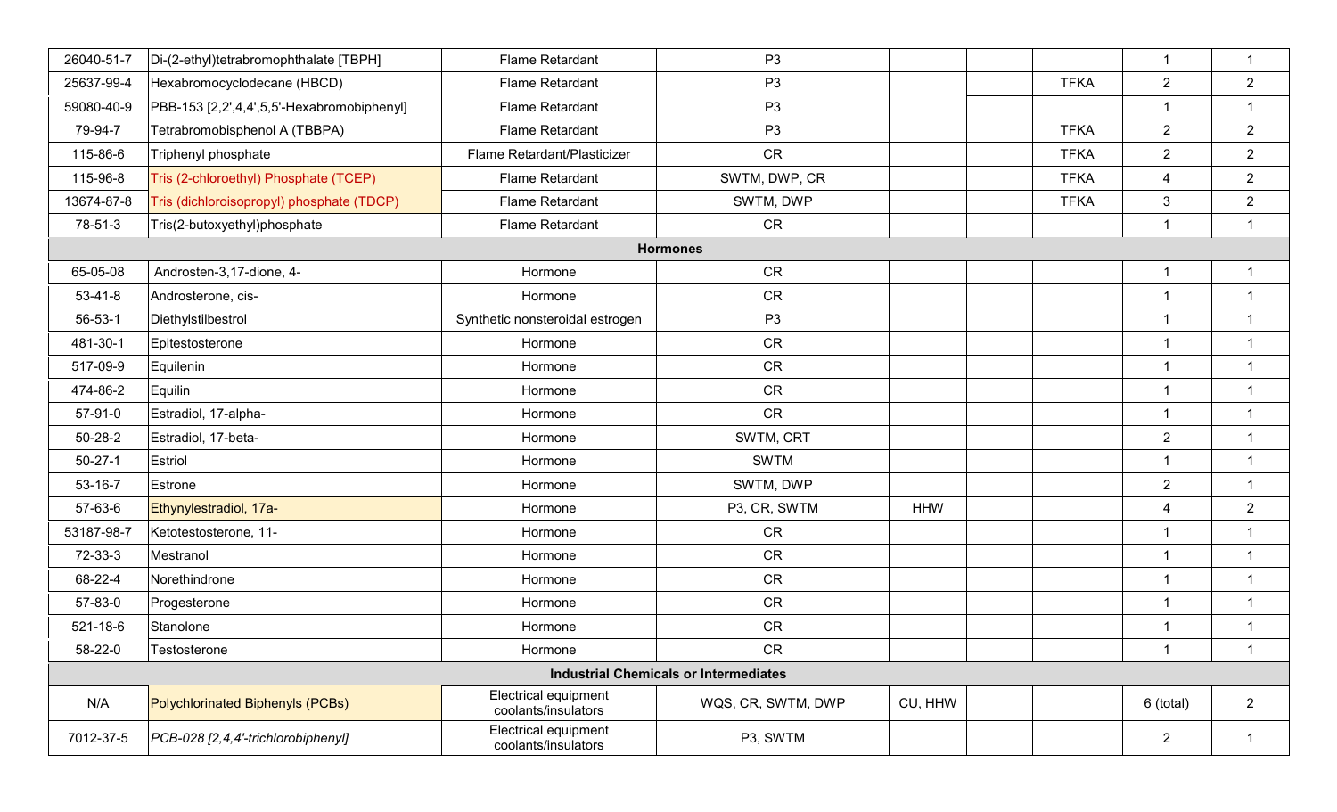| | | | | | | | | |
|---|---|---|---|---|---|---|---|---|
| 26040-51-7 | Di-(2-ethyl)tetrabromophthalate [TBPH] | Flame Retardant | P3 | | | | 1 | 1 |
| 25637-99-4 | Hexabromocyclodecane (HBCD) | Flame Retardant | P3 | | | TFKA | 2 | 2 |
| 59080-40-9 | PBB-153 [2,2',4,4',5,5'-Hexabromobiphenyl] | Flame Retardant | P3 | | | | 1 | 1 |
| 79-94-7 | Tetrabromobisphenol A (TBBPA) | Flame Retardant | P3 | | | TFKA | 2 | 2 |
| 115-86-6 | Triphenyl phosphate | Flame Retardant/Plasticizer | CR | | | TFKA | 2 | 2 |
| 115-96-8 | Tris (2-chloroethyl) Phosphate (TCEP) | Flame Retardant | SWTM, DWP, CR | | | TFKA | 4 | 2 |
| 13674-87-8 | Tris (dichloroisopropyl) phosphate (TDCP) | Flame Retardant | SWTM, DWP | | | TFKA | 3 | 2 |
| 78-51-3 | Tris(2-butoxyethyl)phosphate | Flame Retardant | CR | | | | 1 | 1 |
| **Hormones** | | | | | | | | |
| 65-05-08 | Androsten-3,17-dione, 4- | Hormone | CR | | | | 1 | 1 |
| 53-41-8 | Androsterone, cis- | Hormone | CR | | | | 1 | 1 |
| 56-53-1 | Diethylstilbestrol | Synthetic nonsteroidal estrogen | P3 | | | | 1 | 1 |
| 481-30-1 | Epitestosterone | Hormone | CR | | | | 1 | 1 |
| 517-09-9 | Equilenin | Hormone | CR | | | | 1 | 1 |
| 474-86-2 | Equilin | Hormone | CR | | | | 1 | 1 |
| 57-91-0 | Estradiol, 17-alpha- | Hormone | CR | | | | 1 | 1 |
| 50-28-2 | Estradiol, 17-beta- | Hormone | SWTM, CRT | | | | 2 | 1 |
| 50-27-1 | Estriol | Hormone | SWTM | | | | 1 | 1 |
| 53-16-7 | Estrone | Hormone | SWTM, DWP | | | | 2 | 1 |
| 57-63-6 | Ethynylestradiol, 17a- | Hormone | P3, CR, SWTM | HHW | | | 4 | 2 |
| 53187-98-7 | Ketotestosterone, 11- | Hormone | CR | | | | 1 | 1 |
| 72-33-3 | Mestranol | Hormone | CR | | | | 1 | 1 |
| 68-22-4 | Norethindrone | Hormone | CR | | | | 1 | 1 |
| 57-83-0 | Progesterone | Hormone | CR | | | | 1 | 1 |
| 521-18-6 | Stanolone | Hormone | CR | | | | 1 | 1 |
| 58-22-0 | Testosterone | Hormone | CR | | | | 1 | 1 |
| **Industrial Chemicals or Intermediates** | | | | | | | | |
| N/A | Polychlorinated Biphenyls (PCBs) | Electrical equipment coolants/insulators | WQS, CR, SWTM, DWP | CU, HHW | | | 6 (total) | 2 |
| 7012-37-5 | *PCB-028 [2,4,4'-trichlorobiphenyl]* | Electrical equipment coolants/insulators | P3, SWTM | | | | 2 | 1 |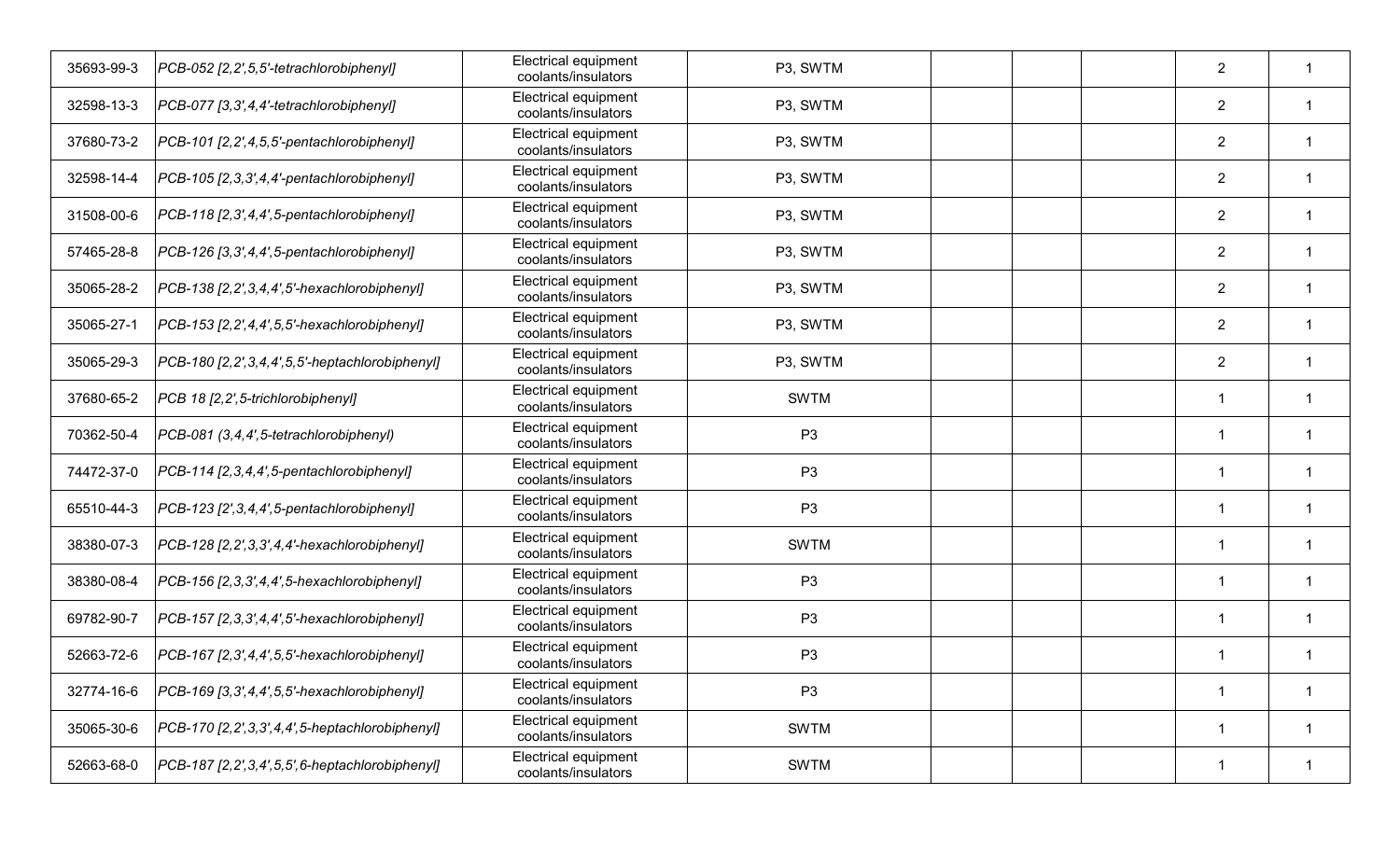| | | | | | | | | |
|---|---|---|---|---|---|---|---|---|
| 35693-99-3 | *PCB-052 [2,2',5,5'-tetrachlorobiphenyl]* | Electrical equipment coolants/insulators | P3, SWTM | | | | 2 | 1 |
| 32598-13-3 | *PCB-077 [3,3',4,4'-tetrachlorobiphenyl]* | Electrical equipment coolants/insulators | P3, SWTM | | | | 2 | 1 |
| 37680-73-2 | *PCB-101 [2,2',4,5,5'-pentachlorobiphenyl]* | Electrical equipment coolants/insulators | P3, SWTM | | | | 2 | 1 |
| 32598-14-4 | *PCB-105 [2,3,3',4,4'-pentachlorobiphenyl]* | Electrical equipment coolants/insulators | P3, SWTM | | | | 2 | 1 |
| 31508-00-6 | *PCB-118 [2,3',4,4',5-pentachlorobiphenyl]* | Electrical equipment coolants/insulators | P3, SWTM | | | | 2 | 1 |
| 57465-28-8 | *PCB-126 [3,3',4,4',5-pentachlorobiphenyl]* | Electrical equipment coolants/insulators | P3, SWTM | | | | 2 | 1 |
| 35065-28-2 | *PCB-138 [2,2',3,4,4',5'-hexachlorobiphenyl]* | Electrical equipment coolants/insulators | P3, SWTM | | | | 2 | 1 |
| 35065-27-1 | *PCB-153 [2,2',4,4',5,5'-hexachlorobiphenyl]* | Electrical equipment coolants/insulators | P3, SWTM | | | | 2 | 1 |
| 35065-29-3 | *PCB-180 [2,2',3,4,4',5,5'-heptachlorobiphenyl]* | Electrical equipment coolants/insulators | P3, SWTM | | | | 2 | 1 |
| 37680-65-2 | *PCB 18 [2,2',5-trichlorobiphenyl]* | Electrical equipment coolants/insulators | SWTM | | | | 1 | 1 |
| 70362-50-4 | *PCB-081 (3,4,4',5-tetrachlorobiphenyl)* | Electrical equipment coolants/insulators | P3 | | | | 1 | 1 |
| 74472-37-0 | *PCB-114 [2,3,4,4',5-pentachlorobiphenyl]* | Electrical equipment coolants/insulators | P3 | | | | 1 | 1 |
| 65510-44-3 | *PCB-123 [2',3,4,4',5-pentachlorobiphenyl]* | Electrical equipment coolants/insulators | P3 | | | | 1 | 1 |
| 38380-07-3 | *PCB-128 [2,2',3,3',4,4'-hexachlorobiphenyl]* | Electrical equipment coolants/insulators | SWTM | | | | 1 | 1 |
| 38380-08-4 | *PCB-156 [2,3,3',4,4',5-hexachlorobiphenyl]* | Electrical equipment coolants/insulators | P3 | | | | 1 | 1 |
| 69782-90-7 | *PCB-157 [2,3,3',4,4',5'-hexachlorobiphenyl]* | Electrical equipment coolants/insulators | P3 | | | | 1 | 1 |
| 52663-72-6 | *PCB-167 [2,3',4,4',5,5'-hexachlorobiphenyl]* | Electrical equipment coolants/insulators | P3 | | | | 1 | 1 |
| 32774-16-6 | *PCB-169 [3,3',4,4',5,5'-hexachlorobiphenyl]* | Electrical equipment coolants/insulators | P3 | | | | 1 | 1 |
| 35065-30-6 | *PCB-170 [2,2',3,3',4,4',5-heptachlorobiphenyl]* | Electrical equipment coolants/insulators | SWTM | | | | 1 | 1 |
| 52663-68-0 | *PCB-187 [2,2',3,4',5,5',6-heptachlorobiphenyl]* | Electrical equipment coolants/insulators | SWTM | | | | 1 | 1 |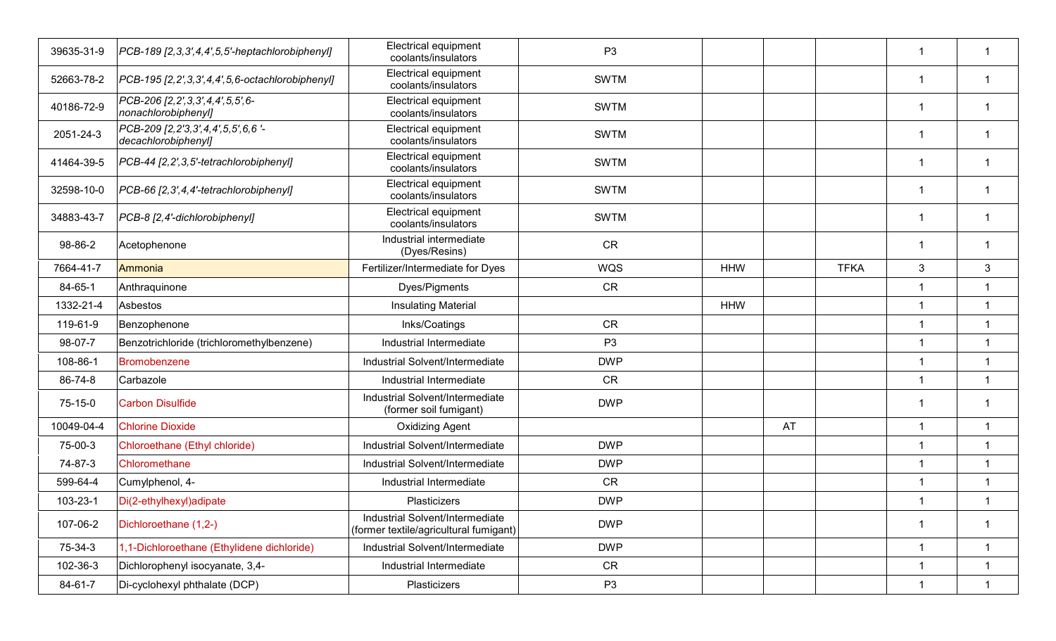| | | | | | | | | |
|---|---|---|---|---|---|---|---|---|
| 39635-31-9 | *PCB-189 [2,3,3',4,4',5,5'-heptachlorobiphenyl]* | Electrical equipment coolants/insulators | P3 | | | | 1 | 1 |
| 52663-78-2 | *PCB-195 [2,2',3,3',4,4',5,6-octachlorobiphenyl]* | Electrical equipment coolants/insulators | SWTM | | | | 1 | 1 |
| 40186-72-9 | *PCB-206 [2,2',3,3',4,4',5,5',6-nonachlorobiphenyl]* | Electrical equipment coolants/insulators | SWTM | | | | 1 | 1 |
| 2051-24-3 | *PCB-209 [2,2'3,3',4,4',5,5',6,6 '-decachlorobiphenyl]* | Electrical equipment coolants/insulators | SWTM | | | | 1 | 1 |
| 41464-39-5 | *PCB-44 [2,2',3,5'-tetrachlorobiphenyl]* | Electrical equipment coolants/insulators | SWTM | | | | 1 | 1 |
| 32598-10-0 | *PCB-66 [2,3',4,4'-tetrachlorobiphenyl]* | Electrical equipment coolants/insulators | SWTM | | | | 1 | 1 |
| 34883-43-7 | *PCB-8 [2,4'-dichlorobiphenyl]* | Electrical equipment coolants/insulators | SWTM | | | | 1 | 1 |
| 98-86-2 | Acetophenone | Industrial intermediate (Dyes/Resins) | CR | | | | 1 | 1 |
| 7664-41-7 | Ammonia | Fertilizer/Intermediate for Dyes | WQS | HHW | | TFKA | 3 | 3 |
| 84-65-1 | Anthraquinone | Dyes/Pigments | CR | | | | 1 | 1 |
| 1332-21-4 | Asbestos | Insulating Material | | HHW | | | 1 | 1 |
| 119-61-9 | Benzophenone | Inks/Coatings | CR | | | | 1 | 1 |
| 98-07-7 | Benzotrichloride (trichloromethylbenzene) | Industrial Intermediate | P3 | | | | 1 | 1 |
| 108-86-1 | Bromobenzene | Industrial Solvent/Intermediate | DWP | | | | 1 | 1 |
| 86-74-8 | Carbazole | Industrial Intermediate | CR | | | | 1 | 1 |
| 75-15-0 | Carbon Disulfide | Industrial Solvent/Intermediate (former soil fumigant) | DWP | | | | 1 | 1 |
| 10049-04-4 | Chlorine Dioxide | Oxidizing Agent | | | AT | | 1 | 1 |
| 75-00-3 | Chloroethane (Ethyl chloride) | Industrial Solvent/Intermediate | DWP | | | | 1 | 1 |
| 74-87-3 | Chloromethane | Industrial Solvent/Intermediate | DWP | | | | 1 | 1 |
| 599-64-4 | Cumylphenol, 4- | Industrial Intermediate | CR | | | | 1 | 1 |
| 103-23-1 | Di(2-ethylhexyl)adipate | Plasticizers | DWP | | | | 1 | 1 |
| 107-06-2 | Dichloroethane (1,2-) | Industrial Solvent/Intermediate (former textile/agricultural fumigant) | DWP | | | | 1 | 1 |
| 75-34-3 | 1,1-Dichloroethane (Ethylidene dichloride) | Industrial Solvent/Intermediate | DWP | | | | 1 | 1 |
| 102-36-3 | Dichlorophenyl isocyanate, 3,4- | Industrial Intermediate | CR | | | | 1 | 1 |
| 84-61-7 | Di-cyclohexyl phthalate (DCP) | Plasticizers | P3 | | | | 1 | 1 |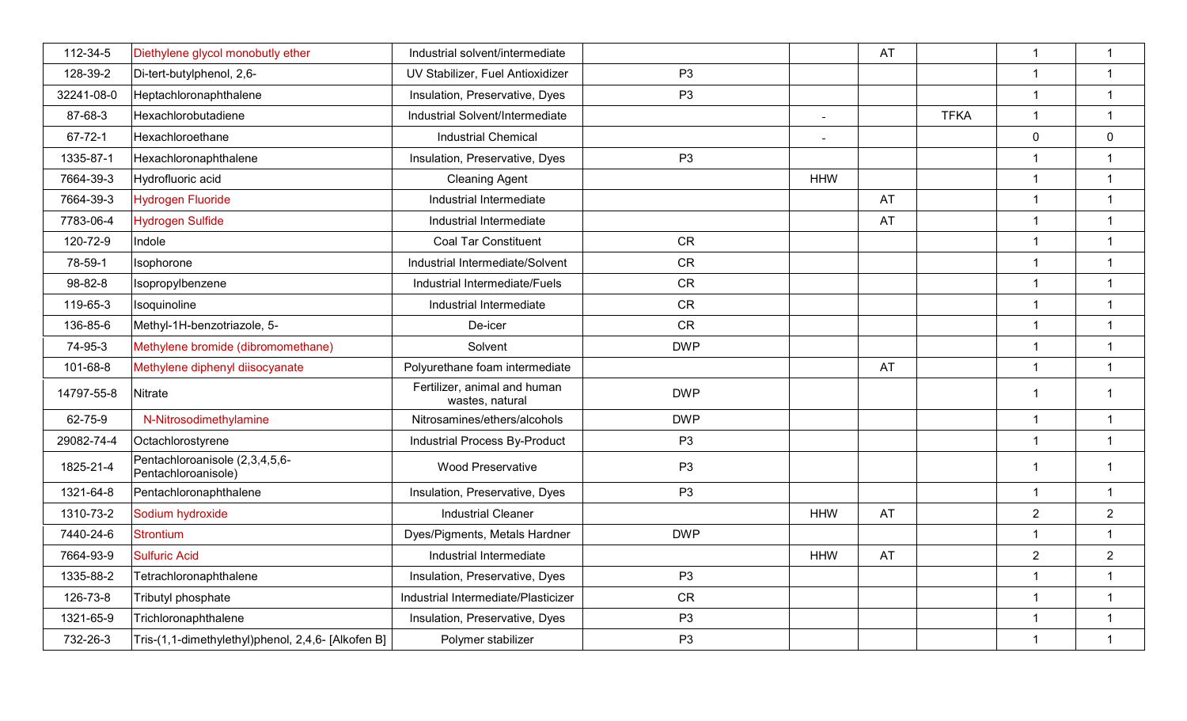| | | | | | | | | |
|---|---|---|---|---|---|---|---|---|
| 112-34-5 | Diethylene glycol monobutly ether | Industrial solvent/intermediate | | | AT | | 1 | 1 |
| 128-39-2 | Di-tert-butylphenol, 2,6- | UV Stabilizer, Fuel Antioxidizer | P3 | | | | 1 | 1 |
| 32241-08-0 | Heptachloronaphthalene | Insulation, Preservative, Dyes | P3 | | | | 1 | 1 |
| 87-68-3 | Hexachlorobutadiene | Industrial Solvent/Intermediate | | - | | TFKA | 1 | 1 |
| 67-72-1 | Hexachloroethane | Industrial Chemical | | - | | | 0 | 0 |
| 1335-87-1 | Hexachloronaphthalene | Insulation, Preservative, Dyes | P3 | | | | 1 | 1 |
| 7664-39-3 | Hydrofluoric acid | Cleaning Agent | | HHW | | | 1 | 1 |
| 7664-39-3 | Hydrogen Fluoride | Industrial Intermediate | | | AT | | 1 | 1 |
| 7783-06-4 | Hydrogen Sulfide | Industrial Intermediate | | | AT | | 1 | 1 |
| 120-72-9 | Indole | Coal Tar Constituent | CR | | | | 1 | 1 |
| 78-59-1 | Isophorone | Industrial Intermediate/Solvent | CR | | | | 1 | 1 |
| 98-82-8 | Isopropylbenzene | Industrial Intermediate/Fuels | CR | | | | 1 | 1 |
| 119-65-3 | Isoquinoline | Industrial Intermediate | CR | | | | 1 | 1 |
| 136-85-6 | Methyl-1H-benzotriazole, 5- | De-icer | CR | | | | 1 | 1 |
| 74-95-3 | Methylene bromide (dibromomethane) | Solvent | DWP | | | | 1 | 1 |
| 101-68-8 | Methylene diphenyl diisocyanate | Polyurethane foam intermediate | | | AT | | 1 | 1 |
| 14797-55-8 | Nitrate | Fertilizer, animal and human wastes, natural | DWP | | | | 1 | 1 |
| 62-75-9 | N-Nitrosodimethylamine | Nitrosamines/ethers/alcohols | DWP | | | | 1 | 1 |
| 29082-74-4 | Octachlorostyrene | Industrial Process By-Product | P3 | | | | 1 | 1 |
| 1825-21-4 | Pentachloroanisole (2,3,4,5,6-Pentachloroanisole) | Wood Preservative | P3 | | | | 1 | 1 |
| 1321-64-8 | Pentachloronaphthalene | Insulation, Preservative, Dyes | P3 | | | | 1 | 1 |
| 1310-73-2 | Sodium hydroxide | Industrial Cleaner | | HHW | AT | | 2 | 2 |
| 7440-24-6 | Strontium | Dyes/Pigments, Metals Hardner | DWP | | | | 1 | 1 |
| 7664-93-9 | Sulfuric Acid | Industrial Intermediate | | HHW | AT | | 2 | 2 |
| 1335-88-2 | Tetrachloronaphthalene | Insulation, Preservative, Dyes | P3 | | | | 1 | 1 |
| 126-73-8 | Tributyl phosphate | Industrial Intermediate/Plasticizer | CR | | | | 1 | 1 |
| 1321-65-9 | Trichloronaphthalene | Insulation, Preservative, Dyes | P3 | | | | 1 | 1 |
| 732-26-3 | Tris-(1,1-dimethylethyl)phenol, 2,4,6- [Alkofen B] | Polymer stabilizer | P3 | | | | 1 | 1 |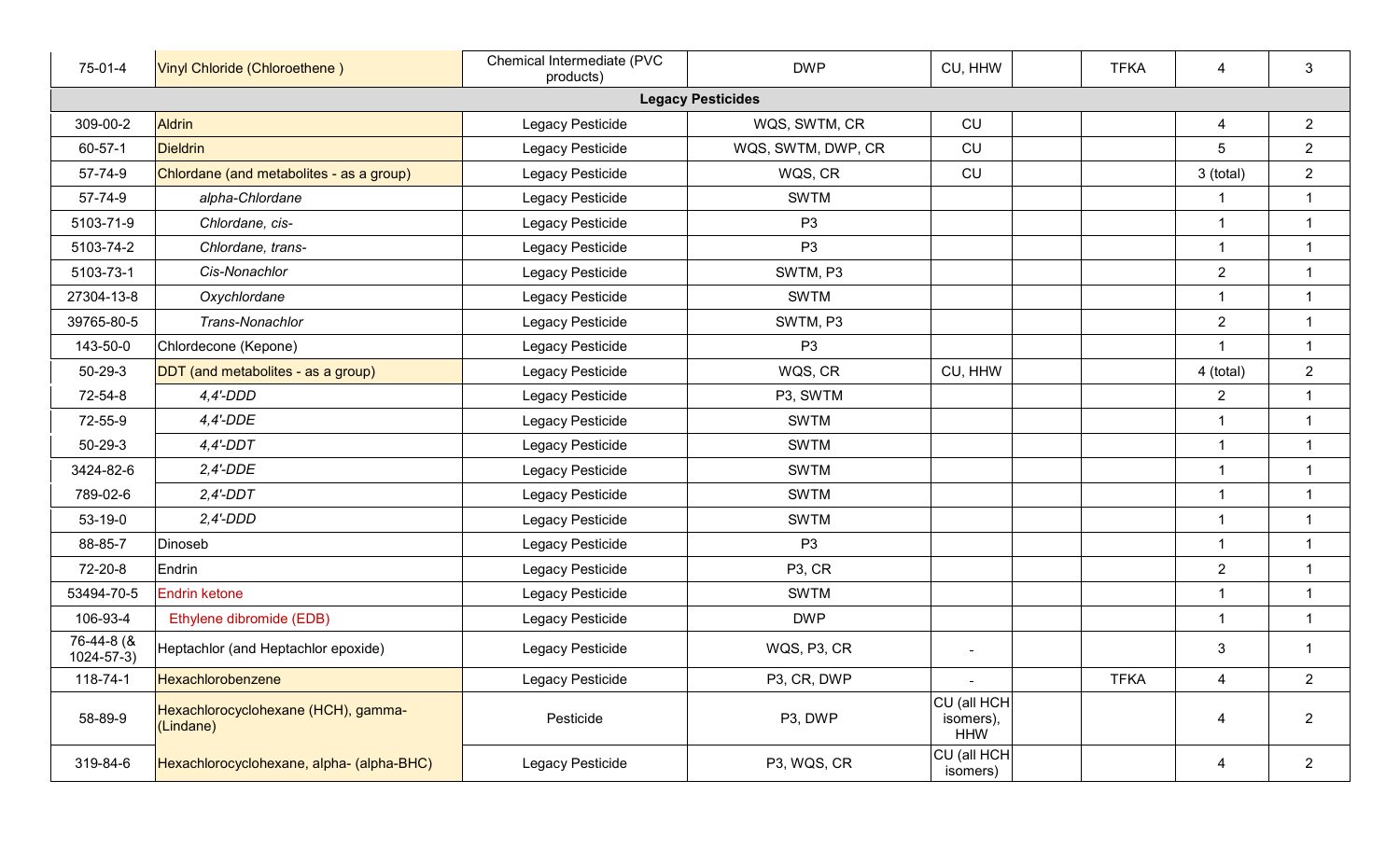| | | | | | | | | |
|---|---|---|---|---|---|---|---|---|
| 75-01-4 | Vinyl Chloride (Chloroethene ) | Chemical Intermediate (PVC products) | DWP | CU, HHW | | TFKA | 4 | 3 |
| **Legacy Pesticides** | | | | | | | | |
| 309-00-2 | Aldrin | Legacy Pesticide | WQS, SWTM, CR | CU | | | 4 | 2 |
| 60-57-1 | Dieldrin | Legacy Pesticide | WQS, SWTM, DWP, CR | CU | | | 5 | 2 |
| 57-74-9 | Chlordane (and metabolites - as a group) | Legacy Pesticide | WQS, CR | CU | | | 3 (total) | 2 |
| 57-74-9 | *alpha-Chlordane* | Legacy Pesticide | SWTM | | | | 1 | 1 |
| 5103-71-9 | *Chlordane, cis-* | Legacy Pesticide | P3 | | | | 1 | 1 |
| 5103-74-2 | *Chlordane, trans-* | Legacy Pesticide | P3 | | | | 1 | 1 |
| 5103-73-1 | *Cis-Nonachlor* | Legacy Pesticide | SWTM, P3 | | | | 2 | 1 |
| 27304-13-8 | *Oxychlordane* | Legacy Pesticide | SWTM | | | | 1 | 1 |
| 39765-80-5 | *Trans-Nonachlor* | Legacy Pesticide | SWTM, P3 | | | | 2 | 1 |
| 143-50-0 | Chlordecone (Kepone) | Legacy Pesticide | P3 | | | | 1 | 1 |
| 50-29-3 | DDT (and metabolites - as a group) | Legacy Pesticide | WQS, CR | CU, HHW | | | 4 (total) | 2 |
| 72-54-8 | *4,4'-DDD* | Legacy Pesticide | P3, SWTM | | | | 2 | 1 |
| 72-55-9 | *4,4'-DDE* | Legacy Pesticide | SWTM | | | | 1 | 1 |
| 50-29-3 | *4,4'-DDT* | Legacy Pesticide | SWTM | | | | 1 | 1 |
| 3424-82-6 | *2,4'-DDE* | Legacy Pesticide | SWTM | | | | 1 | 1 |
| 789-02-6 | *2,4'-DDT* | Legacy Pesticide | SWTM | | | | 1 | 1 |
| 53-19-0 | *2,4'-DDD* | Legacy Pesticide | SWTM | | | | 1 | 1 |
| 88-85-7 | Dinoseb | Legacy Pesticide | P3 | | | | 1 | 1 |
| 72-20-8 | Endrin | Legacy Pesticide | P3, CR | | | | 2 | 1 |
| 53494-70-5 | Endrin ketone | Legacy Pesticide | SWTM | | | | 1 | 1 |
| 106-93-4 | Ethylene dibromide (EDB) | Legacy Pesticide | DWP | | | | 1 | 1 |
| 76-44-8 (& 1024-57-3) | Heptachlor (and Heptachlor epoxide) | Legacy Pesticide | WQS, P3, CR | - | | | 3 | 1 |
| 118-74-1 | Hexachlorobenzene | Legacy Pesticide | P3, CR, DWP | - | | TFKA | 4 | 2 |
| 58-89-9 | Hexachlorocyclohexane (HCH), gamma- (Lindane) | Pesticide | P3, DWP | CU (all HCH isomers), HHW | | | 4 | 2 |
| 319-84-6 | Hexachlorocyclohexane, alpha- (alpha-BHC) | Legacy Pesticide | P3, WQS, CR | CU (all HCH isomers) | | | 4 | 2 |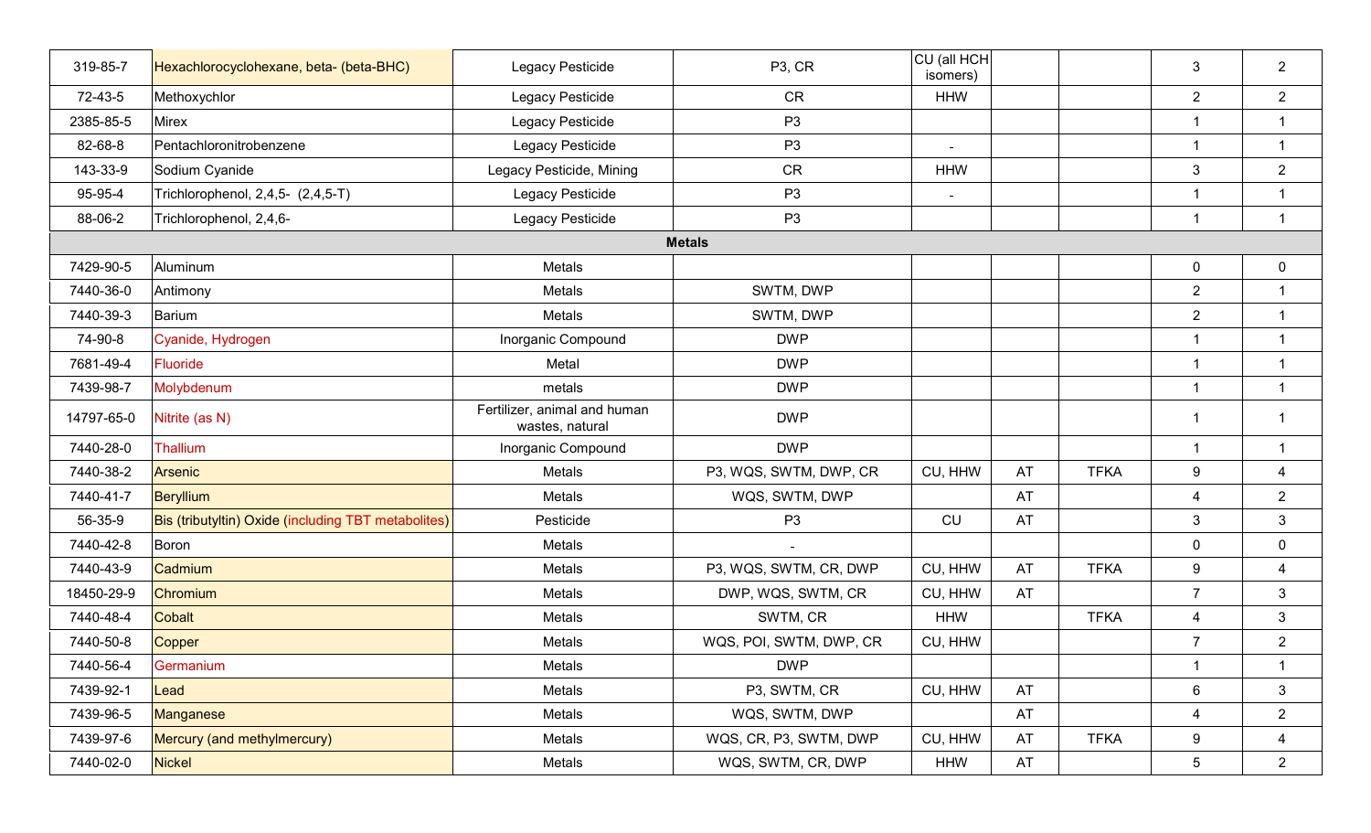| | | | | | | | | |
|---|---|---|---|---|---|---|---|---|
| 319-85-7 | Hexachlorocyclohexane, beta- (beta-BHC) | Legacy Pesticide | P3, CR | CU (all HCH isomers) | | | 3 | 2 |
| 72-43-5 | Methoxychlor | Legacy Pesticide | CR | HHW | | | 2 | 2 |
| 2385-85-5 | Mirex | Legacy Pesticide | P3 | | | | 1 | 1 |
| 82-68-8 | Pentachloronitrobenzene | Legacy Pesticide | P3 | - | | | 1 | 1 |
| 143-33-9 | Sodium Cyanide | Legacy Pesticide, Mining | CR | HHW | | | 3 | 2 |
| 95-95-4 | Trichlorophenol, 2,4,5- (2,4,5-T) | Legacy Pesticide | P3 | - | | | 1 | 1 |
| 88-06-2 | Trichlorophenol, 2,4,6- | Legacy Pesticide | P3 | | | | 1 | 1 |
| **Metals** | | | | | | | | |
| 7429-90-5 | Aluminum | Metals | | | | | 0 | 0 |
| 7440-36-0 | Antimony | Metals | SWTM, DWP | | | | 2 | 1 |
| 7440-39-3 | Barium | Metals | SWTM, DWP | | | | 2 | 1 |
| 74-90-8 | Cyanide, Hydrogen | Inorganic Compound | DWP | | | | 1 | 1 |
| 7681-49-4 | Fluoride | Metal | DWP | | | | 1 | 1 |
| 7439-98-7 | Molybdenum | metals | DWP | | | | 1 | 1 |
| 14797-65-0 | Nitrite (as N) | Fertilizer, animal and human wastes, natural | DWP | | | | 1 | 1 |
| 7440-28-0 | Thallium | Inorganic Compound | DWP | | | | 1 | 1 |
| 7440-38-2 | Arsenic | Metals | P3, WQS, SWTM, DWP, CR | CU, HHW | AT | TFKA | 9 | 4 |
| 7440-41-7 | Beryllium | Metals | WQS, SWTM, DWP | | AT | | 4 | 2 |
| 56-35-9 | Bis (tributyltin) Oxide (including TBT metabolites) | Pesticide | P3 | CU | AT | | 3 | 3 |
| 7440-42-8 | Boron | Metals | - | | | | 0 | 0 |
| 7440-43-9 | Cadmium | Metals | P3, WQS, SWTM, CR, DWP | CU, HHW | AT | TFKA | 9 | 4 |
| 18450-29-9 | Chromium | Metals | DWP, WQS, SWTM, CR | CU, HHW | AT | | 7 | 3 |
| 7440-48-4 | Cobalt | Metals | SWTM, CR | HHW | | TFKA | 4 | 3 |
| 7440-50-8 | Copper | Metals | WQS, POI, SWTM, DWP, CR | CU, HHW | | | 7 | 2 |
| 7440-56-4 | Germanium | Metals | DWP | | | | 1 | 1 |
| 7439-92-1 | Lead | Metals | P3, SWTM, CR | CU, HHW | AT | | 6 | 3 |
| 7439-96-5 | Manganese | Metals | WQS, SWTM, DWP | | AT | | 4 | 2 |
| 7439-97-6 | Mercury (and methylmercury) | Metals | WQS, CR, P3, SWTM, DWP | CU, HHW | AT | TFKA | 9 | 4 |
| 7440-02-0 | Nickel | Metals | WQS, SWTM, CR, DWP | HHW | AT | | 5 | 2 |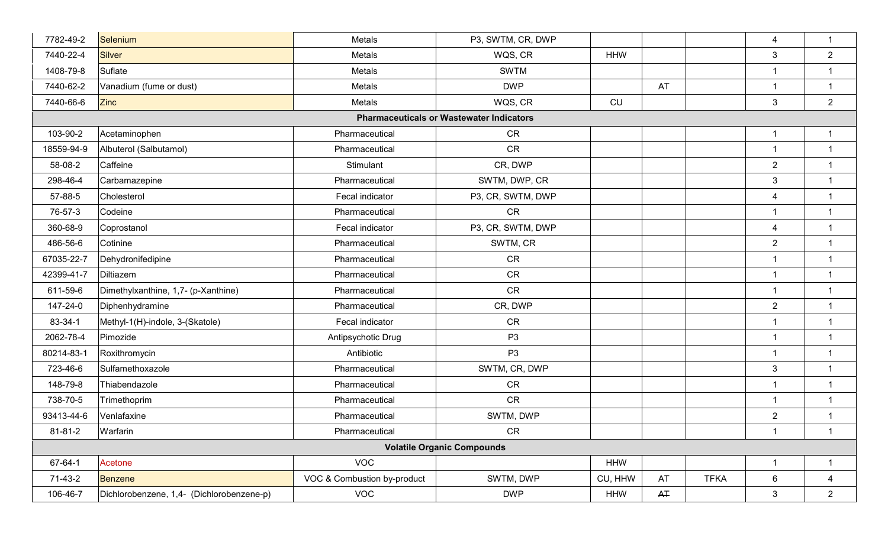| | | | | | | | | |
|---|---|---|---|---|---|---|---|---|
| 7782-49-2 | Selenium | Metals | P3, SWTM, CR, DWP | | | | 4 | 1 |
| 7440-22-4 | Silver | Metals | WQS, CR | HHW | | | 3 | 2 |
| 1408-79-8 | Suflate | Metals | SWTM | | | | 1 | 1 |
| 7440-62-2 | Vanadium (fume or dust) | Metals | DWP | | AT | | 1 | 1 |
| 7440-66-6 | Zinc | Metals | WQS, CR | CU | | | 3 | 2 |
| **Pharmaceuticals or Wastewater Indicators** | | | | | | | | |
| 103-90-2 | Acetaminophen | Pharmaceutical | CR | | | | 1 | 1 |
| 18559-94-9 | Albuterol (Salbutamol) | Pharmaceutical | CR | | | | 1 | 1 |
| 58-08-2 | Caffeine | Stimulant | CR, DWP | | | | 2 | 1 |
| 298-46-4 | Carbamazepine | Pharmaceutical | SWTM, DWP, CR | | | | 3 | 1 |
| 57-88-5 | Cholesterol | Fecal indicator | P3, CR, SWTM, DWP | | | | 4 | 1 |
| 76-57-3 | Codeine | Pharmaceutical | CR | | | | 1 | 1 |
| 360-68-9 | Coprostanol | Fecal indicator | P3, CR, SWTM, DWP | | | | 4 | 1 |
| 486-56-6 | Cotinine | Pharmaceutical | SWTM, CR | | | | 2 | 1 |
| 67035-22-7 | Dehydronifedipine | Pharmaceutical | CR | | | | 1 | 1 |
| 42399-41-7 | Diltiazem | Pharmaceutical | CR | | | | 1 | 1 |
| 611-59-6 | Dimethylxanthine, 1,7- (p-Xanthine) | Pharmaceutical | CR | | | | 1 | 1 |
| 147-24-0 | Diphenhydramine | Pharmaceutical | CR, DWP | | | | 2 | 1 |
| 83-34-1 | Methyl-1(H)-indole, 3-(Skatole) | Fecal indicator | CR | | | | 1 | 1 |
| 2062-78-4 | Pimozide | Antipsychotic Drug | P3 | | | | 1 | 1 |
| 80214-83-1 | Roxithromycin | Antibiotic | P3 | | | | 1 | 1 |
| 723-46-6 | Sulfamethoxazole | Pharmaceutical | SWTM, CR, DWP | | | | 3 | 1 |
| 148-79-8 | Thiabendazole | Pharmaceutical | CR | | | | 1 | 1 |
| 738-70-5 | Trimethoprim | Pharmaceutical | CR | | | | 1 | 1 |
| 93413-44-6 | Venlafaxine | Pharmaceutical | SWTM, DWP | | | | 2 | 1 |
| 81-81-2 | Warfarin | Pharmaceutical | CR | | | | 1 | 1 |
| **Volatile Organic Compounds** | | | | | | | | |
| 67-64-1 | Acetone | VOC | | HHW | | | 1 | 1 |
| 71-43-2 | Benzene | VOC & Combustion by-product | SWTM, DWP | CU, HHW | AT | TFKA | 6 | 4 |
| 106-46-7 | Dichlorobenzene, 1,4- (Dichlorobenzene-p) | VOC | DWP | HHW | ~~AT~~ | | 3 | 2 |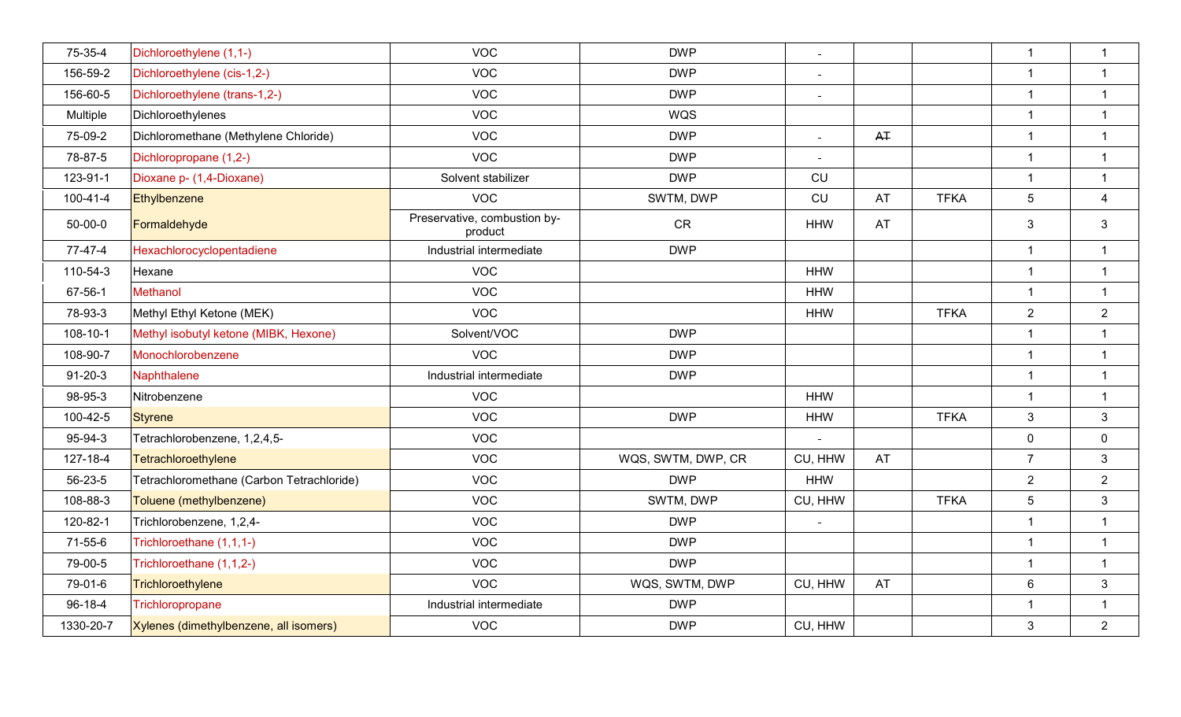| | | | | | | | | |
|---|---|---|---|---|---|---|---|---|
| 75-35-4 | Dichloroethylene (1,1-) | VOC | DWP | - | | | 1 | 1 |
| 156-59-2 | Dichloroethylene (cis-1,2-) | VOC | DWP | - | | | 1 | 1 |
| 156-60-5 | Dichloroethylene (trans-1,2-) | VOC | DWP | - | | | 1 | 1 |
| Multiple | Dichloroethylenes | VOC | WQS | | | | 1 | 1 |
| 75-09-2 | Dichloromethane (Methylene Chloride) | VOC | DWP | - | ~~AT~~ | | 1 | 1 |
| 78-87-5 | Dichloropropane (1,2-) | VOC | DWP | - | | | 1 | 1 |
| 123-91-1 | Dioxane p- (1,4-Dioxane) | Solvent stabilizer | DWP | CU | | | 1 | 1 |
| 100-41-4 | Ethylbenzene | VOC | SWTM, DWP | CU | AT | TFKA | 5 | 4 |
| 50-00-0 | Formaldehyde | Preservative, combustion by-product | CR | HHW | AT | | 3 | 3 |
| 77-47-4 | Hexachlorocyclopentadiene | Industrial intermediate | DWP | | | | 1 | 1 |
| 110-54-3 | Hexane | VOC | | HHW | | | 1 | 1 |
| 67-56-1 | Methanol | VOC | | HHW | | | 1 | 1 |
| 78-93-3 | Methyl Ethyl Ketone (MEK) | VOC | | HHW | | TFKA | 2 | 2 |
| 108-10-1 | Methyl isobutyl ketone (MIBK, Hexone) | Solvent/VOC | DWP | | | | 1 | 1 |
| 108-90-7 | Monochlorobenzene | VOC | DWP | | | | 1 | 1 |
| 91-20-3 | Naphthalene | Industrial intermediate | DWP | | | | 1 | 1 |
| 98-95-3 | Nitrobenzene | VOC | | HHW | | | 1 | 1 |
| 100-42-5 | Styrene | VOC | DWP | HHW | | TFKA | 3 | 3 |
| 95-94-3 | Tetrachlorobenzene, 1,2,4,5- | VOC | | - | | | 0 | 0 |
| 127-18-4 | Tetrachloroethylene | VOC | WQS, SWTM, DWP, CR | CU, HHW | AT | | 7 | 3 |
| 56-23-5 | Tetrachloromethane (Carbon Tetrachloride) | VOC | DWP | HHW | | | 2 | 2 |
| 108-88-3 | Toluene (methylbenzene) | VOC | SWTM, DWP | CU, HHW | | TFKA | 5 | 3 |
| 120-82-1 | Trichlorobenzene, 1,2,4- | VOC | DWP | - | | | 1 | 1 |
| 71-55-6 | Trichloroethane (1,1,1-) | VOC | DWP | | | | 1 | 1 |
| 79-00-5 | Trichloroethane (1,1,2-) | VOC | DWP | | | | 1 | 1 |
| 79-01-6 | Trichloroethylene | VOC | WQS, SWTM, DWP | CU, HHW | AT | | 6 | 3 |
| 96-18-4 | Trichloropropane | Industrial intermediate | DWP | | | | 1 | 1 |
| 1330-20-7 | Xylenes (dimethylbenzene, all isomers) | VOC | DWP | CU, HHW | | | 3 | 2 |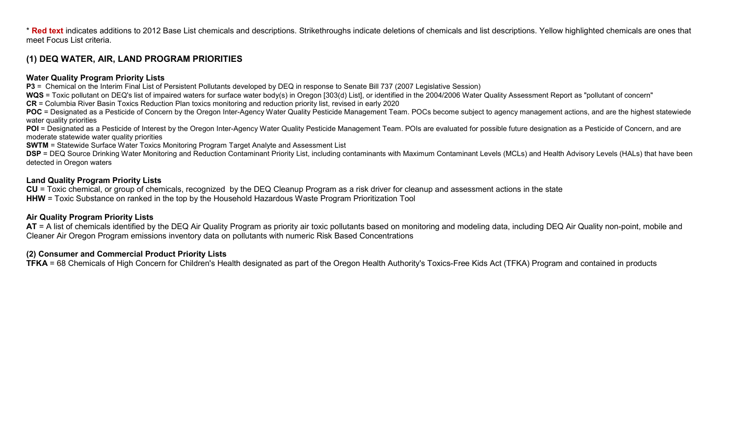* **Red text** indicates additions to 2012 Base List chemicals and descriptions. Strikethroughs indicate deletions of chemicals and list descriptions. Yellow highlighted chemicals are ones that meet Focus List criteria.

## (1) DEQ WATER, AIR, LAND PROGRAM PRIORITIES

### Water Quality Program Priority Lists

**P3** = Chemical on the Interim Final List of Persistent Pollutants developed by DEQ in response to Senate Bill 737 (2007 Legislative Session)

**WQS** = Toxic pollutant on DEQ's list of impaired waters for surface water body(s) in Oregon [303(d) List], or identified in the 2004/2006 Water Quality Assessment Report as "pollutant of concern"

**CR** = Columbia River Basin Toxics Reduction Plan toxics monitoring and reduction priority list, revised in early 2020

**POC** = Designated as a Pesticide of Concern by the Oregon Inter-Agency Water Quality Pesticide Management Team. POCs become subject to agency management actions, and are the highest statewiede water quality priorities

**POI** = Designated as a Pesticide of Interest by the Oregon Inter-Agency Water Quality Pesticide Management Team. POIs are evaluated for possible future designation as a Pesticide of Concern, and are moderate statewide water quality priorities

**SWTM** = Statewide Surface Water Toxics Monitoring Program Target Analyte and Assessment List

**DSP** = DEQ Source Drinking Water Monitoring and Reduction Contaminant Priority List, including contaminants with Maximum Contaminant Levels (MCLs) and Health Advisory Levels (HALs) that have been detected in Oregon waters

### Land Quality Program Priority Lists

**CU** = Toxic chemical, or group of chemicals, recognized by the DEQ Cleanup Program as a risk driver for cleanup and assessment actions in the state

**HHW** = Toxic Substance on ranked in the top by the Household Hazardous Waste Program Prioritization Tool

### Air Quality Program Priority Lists

**AT** = A list of chemicals identified by the DEQ Air Quality Program as priority air toxic pollutants based on monitoring and modeling data, including DEQ Air Quality non-point, mobile and Cleaner Air Oregon Program emissions inventory data on pollutants with numeric Risk Based Concentrations

### (2) Consumer and Commercial Product Priority Lists

**TFKA** = 68 Chemicals of High Concern for Children's Health designated as part of the Oregon Health Authority's Toxics-Free Kids Act (TFKA) Program and contained in products